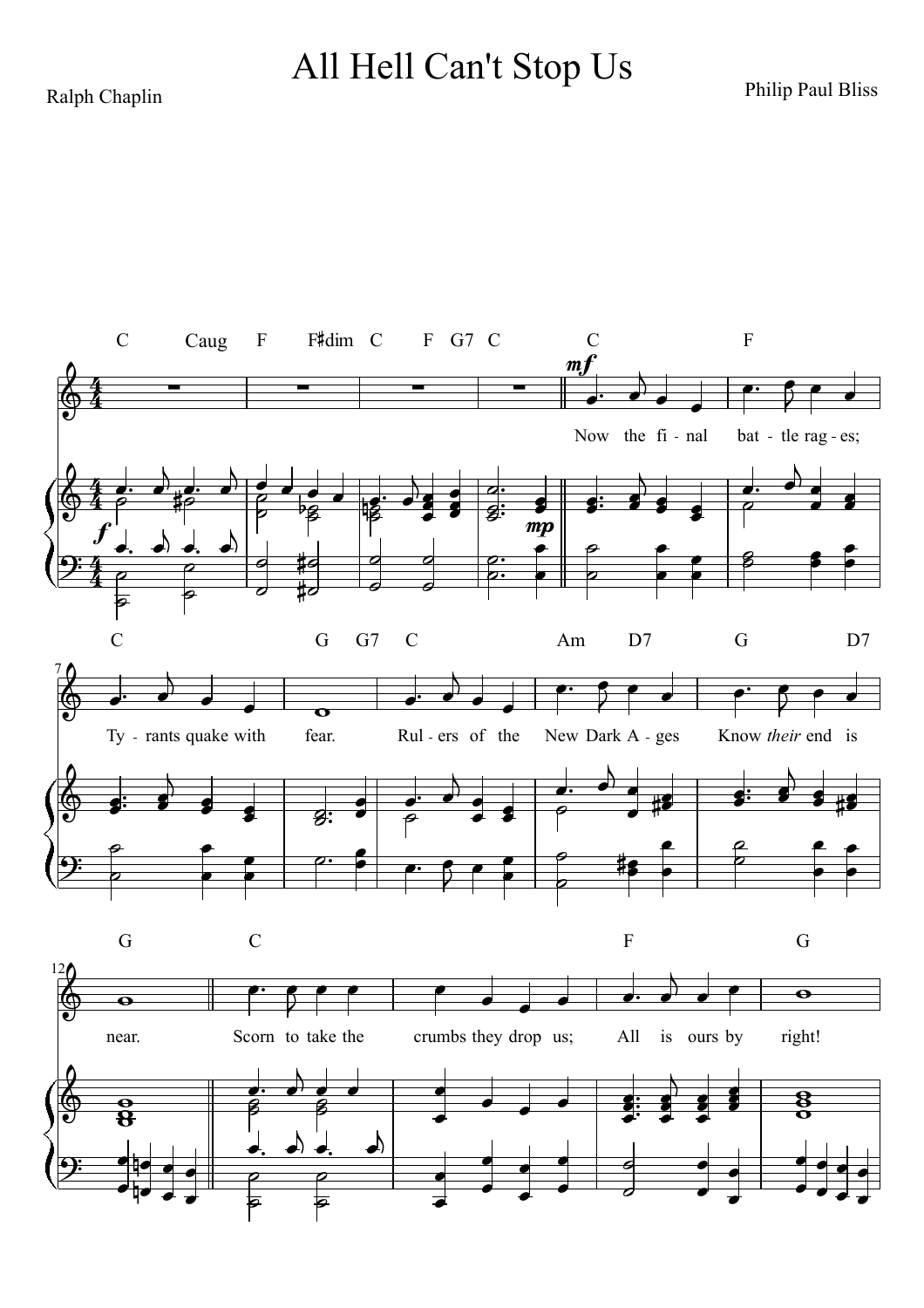# All Hell Can't Stop Us

Ralph Chaplin

Philip Paul Bliss

Now the final battle rages; Tyrants quake with fear. Rulers of the New Dark Ages Know *their* end is near. Scorn to take the crumbs they drop us; All is ours by right!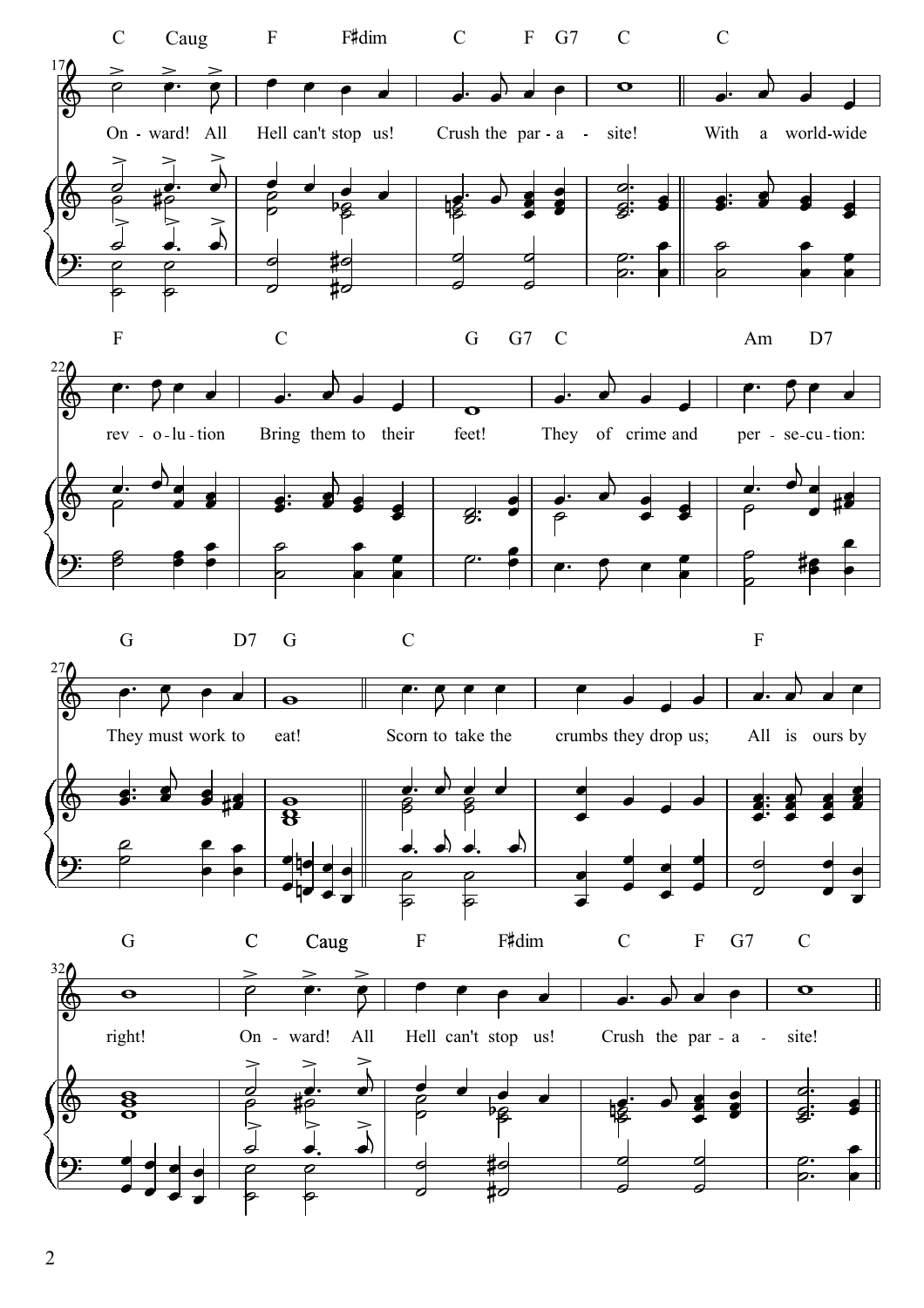On - ward! All Hell can't stop us! Crush the par - a - site!

With a world-wide rev - o - lu - tion Bring them to their feet!

They of crime and per - se - cu - tion: They must work to eat!

Scorn to take the crumbs they drop us; All is ours by right!

On - ward! All Hell can't stop us! Crush the par - a - site!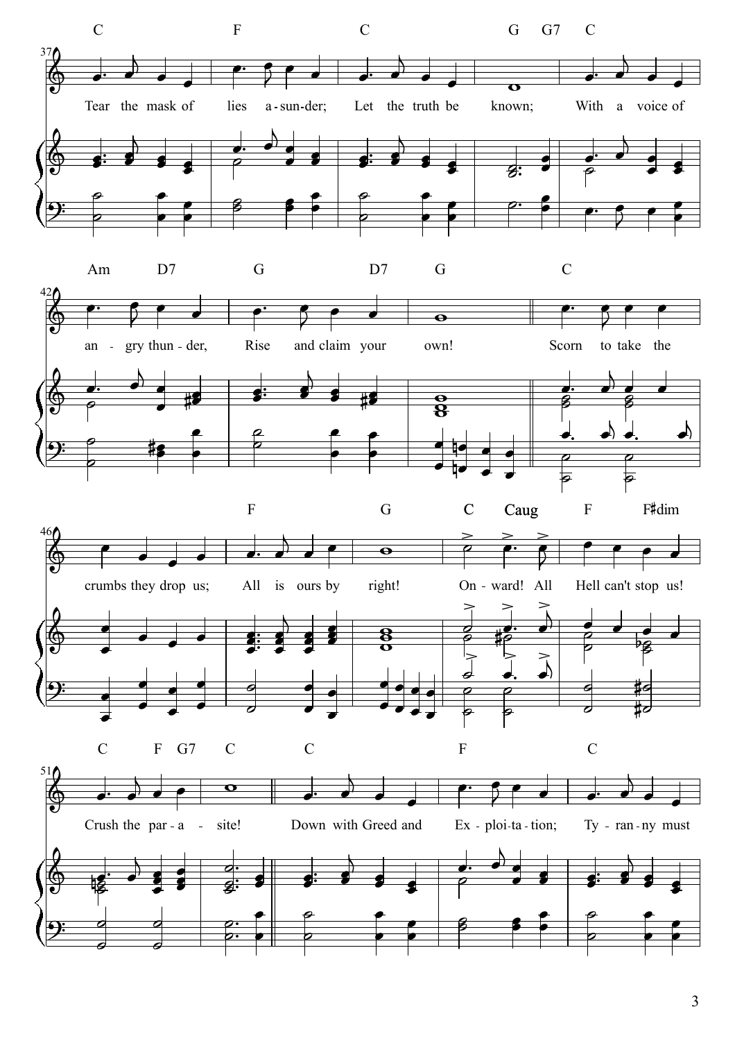C F C G G7 C

Tear the mask of lies a-sun-der; Let the truth be known; With a voice of

Am D7 G D7 G C

an - gry thun - der, Rise and claim your own! Scorn to take the

F G C Caug F F♯dim

crumbs they drop us; All is ours by right! On - ward! All Hell can't stop us!

C F G7 C C F C

Crush the par - a - site! Down with Greed and Ex - ploi - ta - tion; Ty - ran - ny must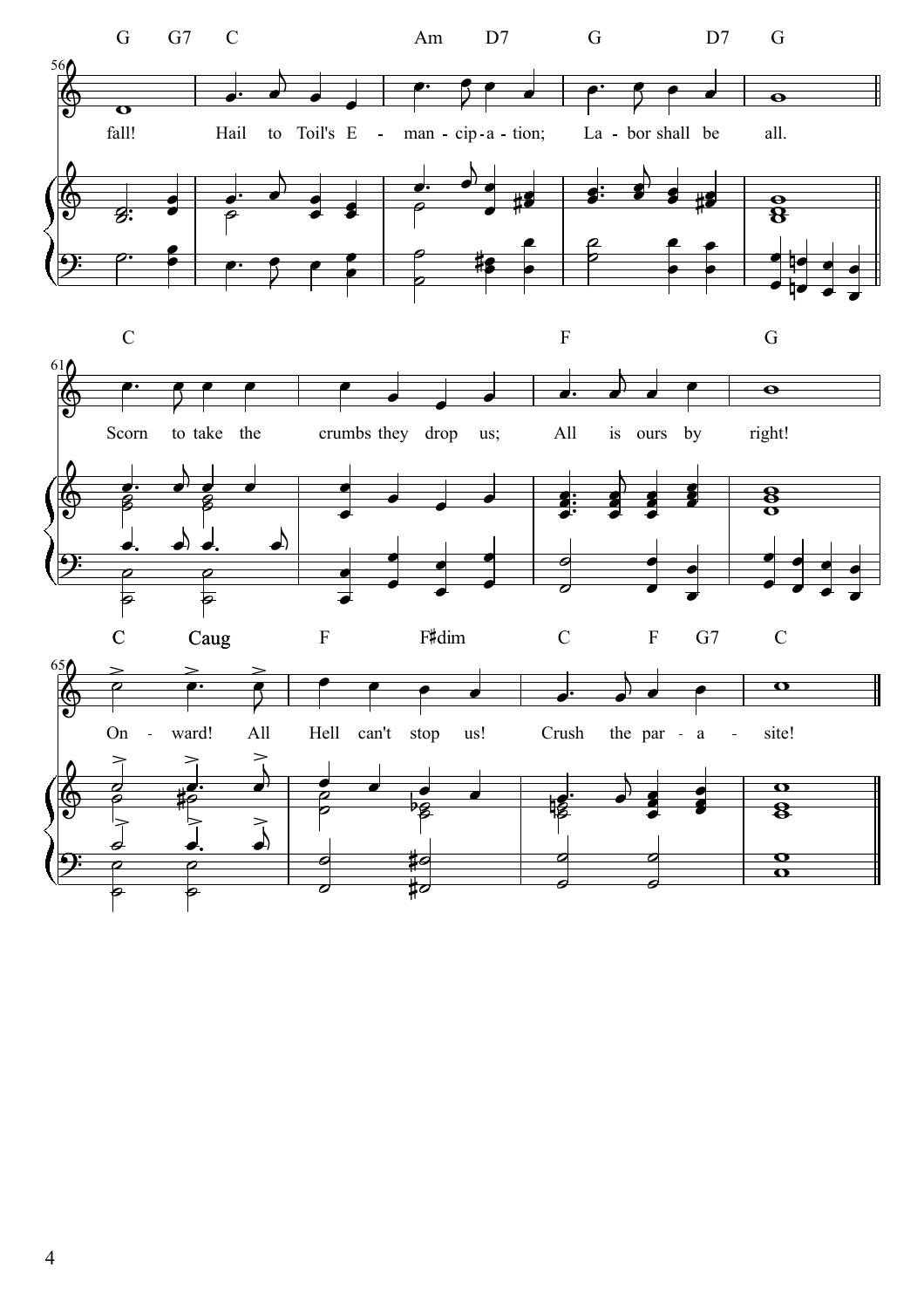G G7 C Am D7 G D7 G

fall! Hail to Toil's E - man - cip - a - tion; La - bor shall be all.

C F G

Scorn to take the crumbs they drop us; All is ours by right!

C Caug F F♯dim C F G7 C

On - ward! All Hell can't stop us! Crush the par - a - site!